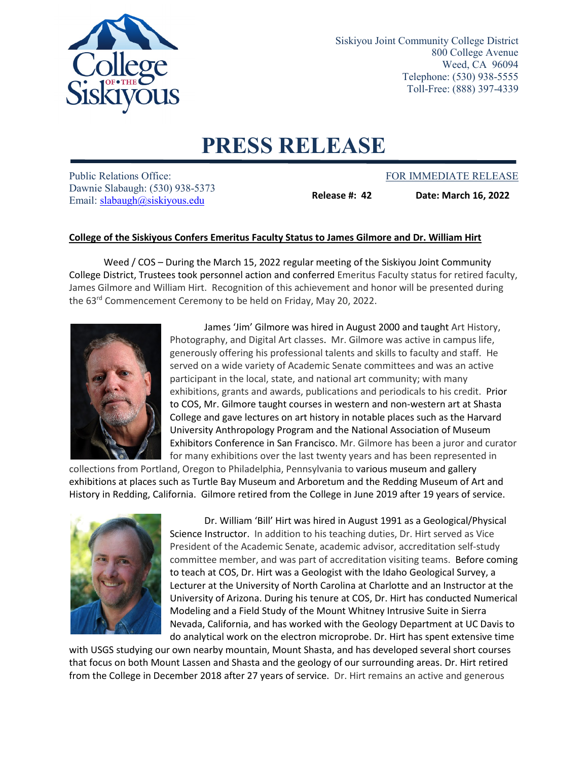Siskiyou Joint Community College District
800 College Avenue
Weed, CA 96094
Telephone: (530) 938-5555
Toll-Free: (888) 397-4339

# PRESS RELEASE

Public Relations Office:
Dawnie Slabaugh: (530) 938-5373
Email: slabaugh@siskiyous.edu

FOR IMMEDIATE RELEASE

**Release #: 42** **Date: March 16, 2022**

**College of the Siskiyous Confers Emeritus Faculty Status to James Gilmore and Dr. William Hirt**

Weed / COS – During the March 15, 2022 regular meeting of the Siskiyou Joint Community College District, Trustees took personnel action and conferred Emeritus Faculty status for retired faculty, James Gilmore and William Hirt. Recognition of this achievement and honor will be presented during the 63rd Commencement Ceremony to be held on Friday, May 20, 2022.

James 'Jim' Gilmore was hired in August 2000 and taught Art History, Photography, and Digital Art classes. Mr. Gilmore was active in campus life, generously offering his professional talents and skills to faculty and staff. He served on a wide variety of Academic Senate committees and was an active participant in the local, state, and national art community; with many exhibitions, grants and awards, publications and periodicals to his credit. Prior to COS, Mr. Gilmore taught courses in western and non-western art at Shasta College and gave lectures on art history in notable places such as the Harvard University Anthropology Program and the National Association of Museum Exhibitors Conference in San Francisco. Mr. Gilmore has been a juror and curator for many exhibitions over the last twenty years and has been represented in collections from Portland, Oregon to Philadelphia, Pennsylvania to various museum and gallery exhibitions at places such as Turtle Bay Museum and Arboretum and the Redding Museum of Art and History in Redding, California. Gilmore retired from the College in June 2019 after 19 years of service.

Dr. William 'Bill' Hirt was hired in August 1991 as a Geological/Physical Science Instructor. In addition to his teaching duties, Dr. Hirt served as Vice President of the Academic Senate, academic advisor, accreditation self-study committee member, and was part of accreditation visiting teams. Before coming to teach at COS, Dr. Hirt was a Geologist with the Idaho Geological Survey, a Lecturer at the University of North Carolina at Charlotte and an Instructor at the University of Arizona. During his tenure at COS, Dr. Hirt has conducted Numerical Modeling and a Field Study of the Mount Whitney Intrusive Suite in Sierra Nevada, California, and has worked with the Geology Department at UC Davis to do analytical work on the electron microprobe. Dr. Hirt has spent extensive time with USGS studying our own nearby mountain, Mount Shasta, and has developed several short courses that focus on both Mount Lassen and Shasta and the geology of our surrounding areas. Dr. Hirt retired from the College in December 2018 after 27 years of service. Dr. Hirt remains an active and generous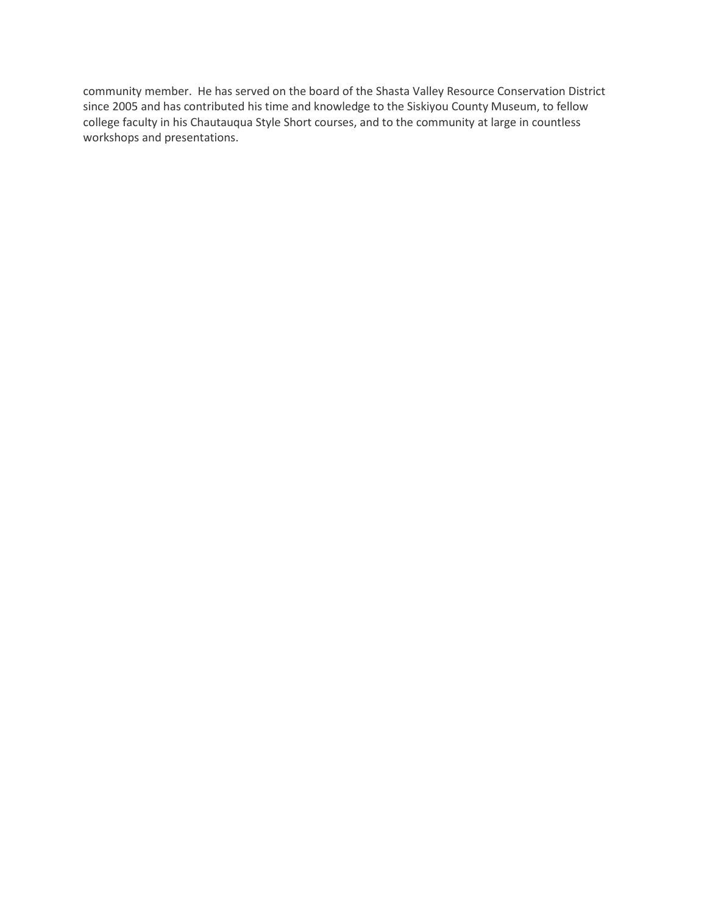community member. He has served on the board of the Shasta Valley Resource Conservation District since 2005 and has contributed his time and knowledge to the Siskiyou County Museum, to fellow college faculty in his Chautauqua Style Short courses, and to the community at large in countless workshops and presentations.